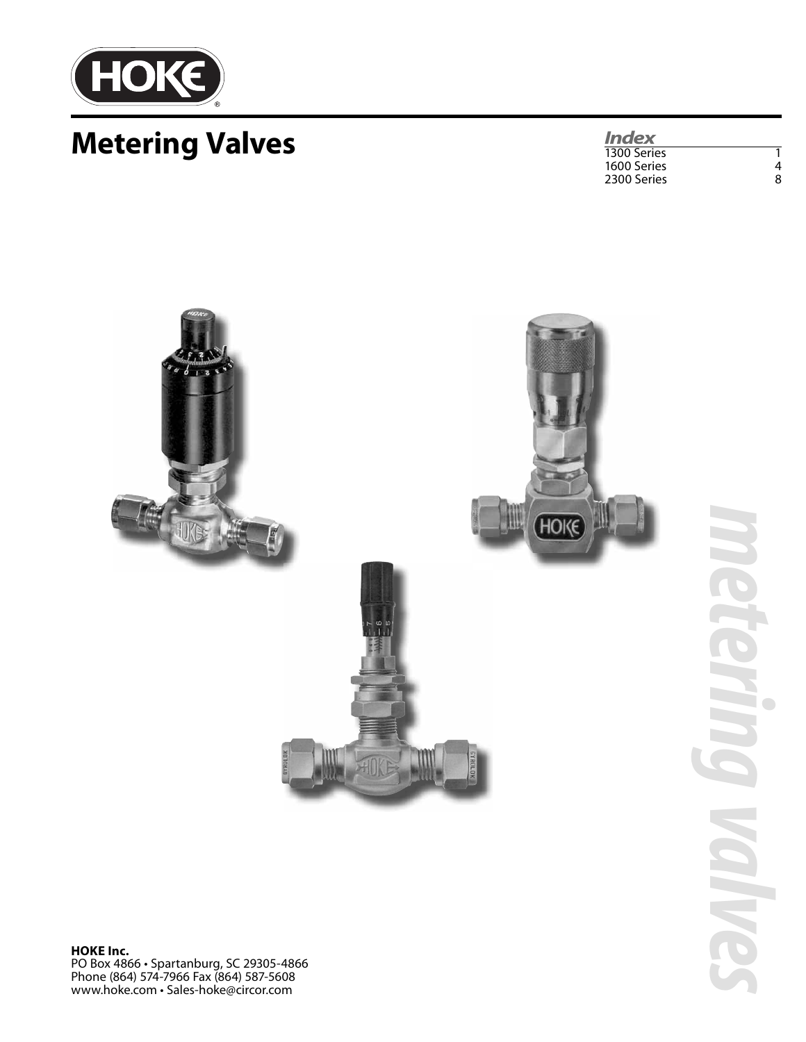# Metering Valves

### *Index*

| | |
|---|---|
| 1300 Series | 1 |
| 1600 Series | 4 |
| 2300 Series | 8 |

metering valves

**HOKE Inc.**
PO Box 4866 • Spartanburg, SC 29305-4866
Phone (864) 574-7966 Fax (864) 587-5608
www.hoke.com • Sales-hoke@circor.com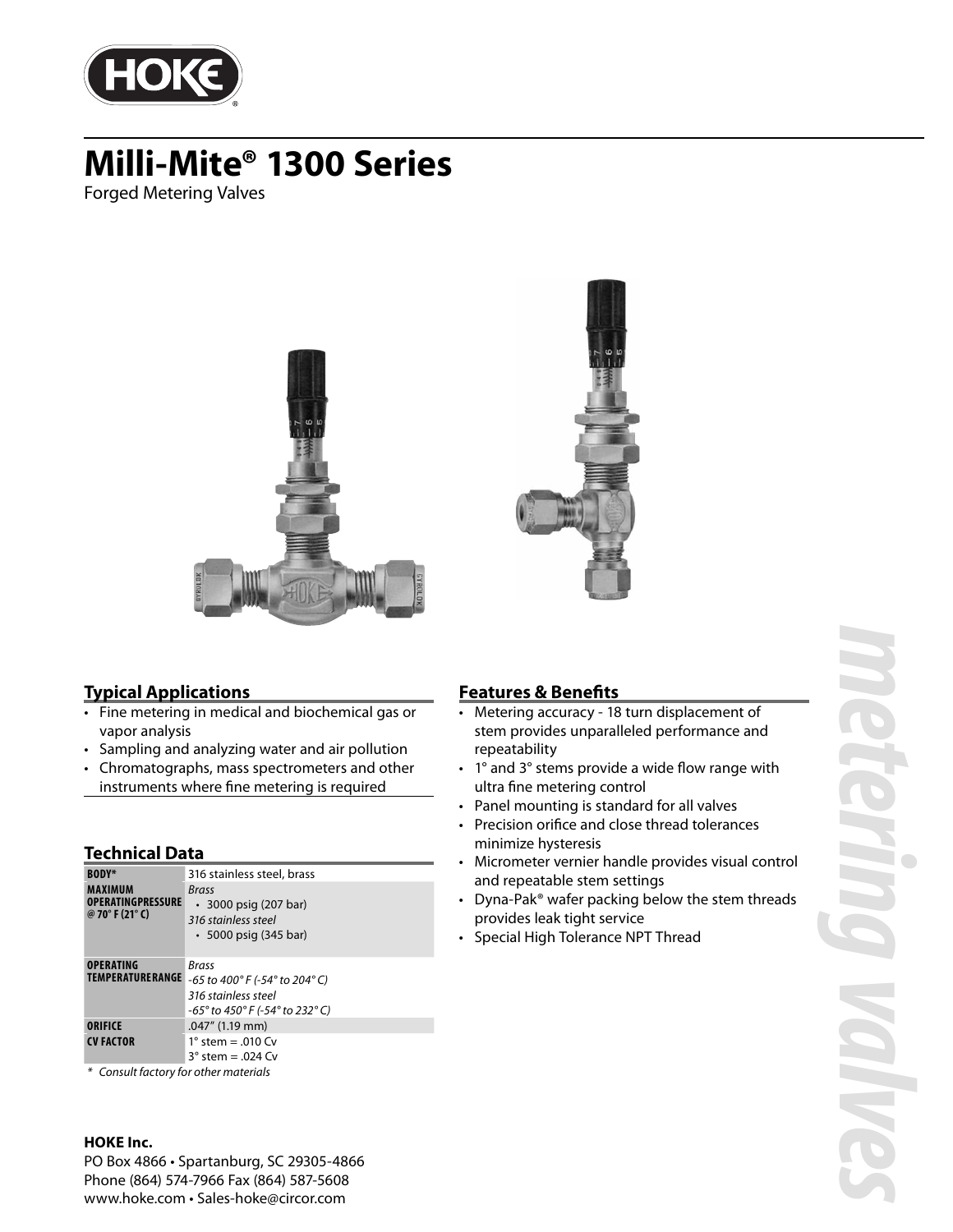# Milli-Mite® 1300 Series

Forged Metering Valves

## Typical Applications

- Fine metering in medical and biochemical gas or vapor analysis
- Sampling and analyzing water and air pollution
- Chromatographs, mass spectrometers and other instruments where fine metering is required

## Technical Data

| | |
|---|---|
| **BODY*** | 316 stainless steel, brass |
| **MAXIMUM OPERATINGPRESSURE @ 70° F (21° C)** | *Brass*<br>• 3000 psig (207 bar)<br>*316 stainless steel*<br>• 5000 psig (345 bar) |
| **OPERATING TEMPERATURERANGE** | *Brass*<br>*-65 to 400° F (-54° to 204° C)*<br>*316 stainless steel*<br>*-65° to 450° F (-54° to 232° C)* |
| **ORIFICE** | .047" (1.19 mm) |
| **CV FACTOR** | 1° stem = .010 Cv<br>3° stem = .024 Cv |

*\* Consult factory for other materials*

## Features & Benefits

- Metering accuracy - 18 turn displacement of stem provides unparalleled performance and repeatability
- 1° and 3° stems provide a wide flow range with ultra fine metering control
- Panel mounting is standard for all valves
- Precision orifice and close thread tolerances minimize hysteresis
- Micrometer vernier handle provides visual control and repeatable stem settings
- Dyna-Pak® wafer packing below the stem threads provides leak tight service
- Special High Tolerance NPT Thread

metering valves

**HOKE Inc.**

PO Box 4866 • Spartanburg, SC 29305-4866
Phone (864) 574-7966 Fax (864) 587-5608
www.hoke.com • Sales-hoke@circor.com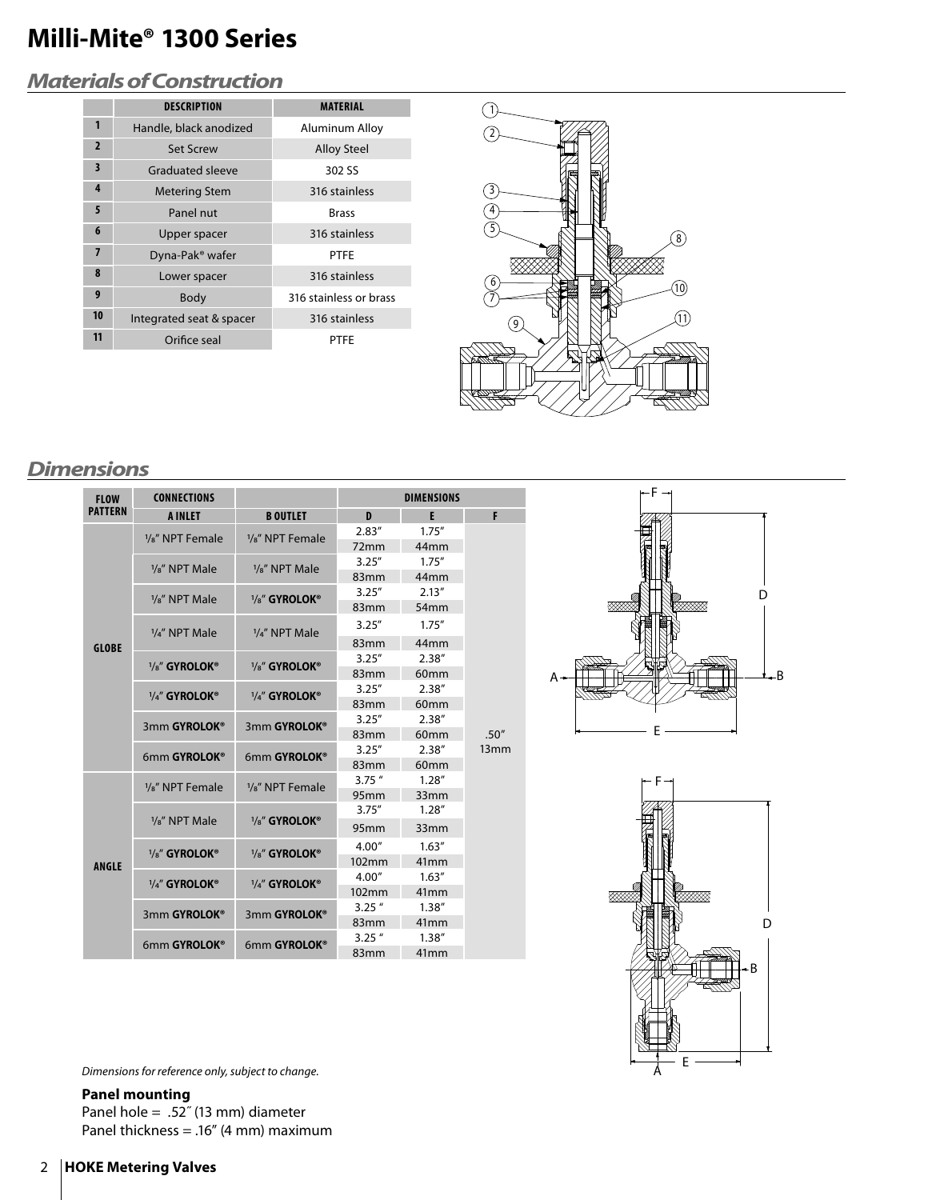# Milli-Mite® 1300 Series

## *Materials of Construction*

| | DESCRIPTION | MATERIAL |
|---|---|---|
| 1 | Handle, black anodized | Aluminum Alloy |
| 2 | Set Screw | Alloy Steel |
| 3 | Graduated sleeve | 302 SS |
| 4 | Metering Stem | 316 stainless |
| 5 | Panel nut | Brass |
| 6 | Upper spacer | 316 stainless |
| 7 | Dyna-Pak® wafer | PTFE |
| 8 | Lower spacer | 316 stainless |
| 9 | Body | 316 stainless or brass |
| 10 | Integrated seat & spacer | 316 stainless |
| 11 | Orifice seal | PTFE |

## *Dimensions*

| FLOW PATTERN | CONNECTIONS | | DIMENSIONS | | |
|---|---|---|---|---|---|
| | A INLET | B OUTLET | D | E | F |
| GLOBE | 1/8″ NPT Female | 1/8″ NPT Female | 2.83″ 72mm | 1.75″ 44mm | .50″ 13mm |
| | 1/8″ NPT Male | 1/8″ NPT Male | 3.25″ 83mm | 1.75″ 44mm | |
| | 1/8″ NPT Male | 1/8″ **GYROLOK®** | 3.25″ 83mm | 2.13″ 54mm | |
| | 1/4″ NPT Male | 1/4″ NPT Male | 3.25″ 83mm | 1.75″ 44mm | |
| | 1/8″ **GYROLOK®** | 1/8″ **GYROLOK®** | 3.25″ 83mm | 2.38″ 60mm | |
| | 1/4″ **GYROLOK®** | 1/4″ **GYROLOK®** | 3.25″ 83mm | 2.38″ 60mm | |
| | 3mm **GYROLOK®** | 3mm **GYROLOK®** | 3.25″ 83mm | 2.38″ 60mm | |
| | 6mm **GYROLOK®** | 6mm **GYROLOK®** | 3.25″ 83mm | 2.38″ 60mm | |
| ANGLE | 1/8″ NPT Female | 1/8″ NPT Female | 3.75 “ 95mm | 1.28″ 33mm | |
| | 1/8″ NPT Male | 1/8″ **GYROLOK®** | 3.75″ 95mm | 1.28″ 33mm | |
| | 1/8″ **GYROLOK®** | 1/8″ **GYROLOK®** | 4.00″ 102mm | 1.63″ 41mm | |
| | 1/4″ **GYROLOK®** | 1/4″ **GYROLOK®** | 4.00″ 102mm | 1.63″ 41mm | |
| | 3mm **GYROLOK®** | 3mm **GYROLOK®** | 3.25 “ 83mm | 1.38″ 41mm | |
| | 6mm **GYROLOK®** | 6mm **GYROLOK®** | 3.25 “ 83mm | 1.38″ 41mm | |

*Dimensions for reference only, subject to change.*

**Panel mounting**

Panel hole = .52″ (13 mm) diameter

Panel thickness = .16″ (4 mm) maximum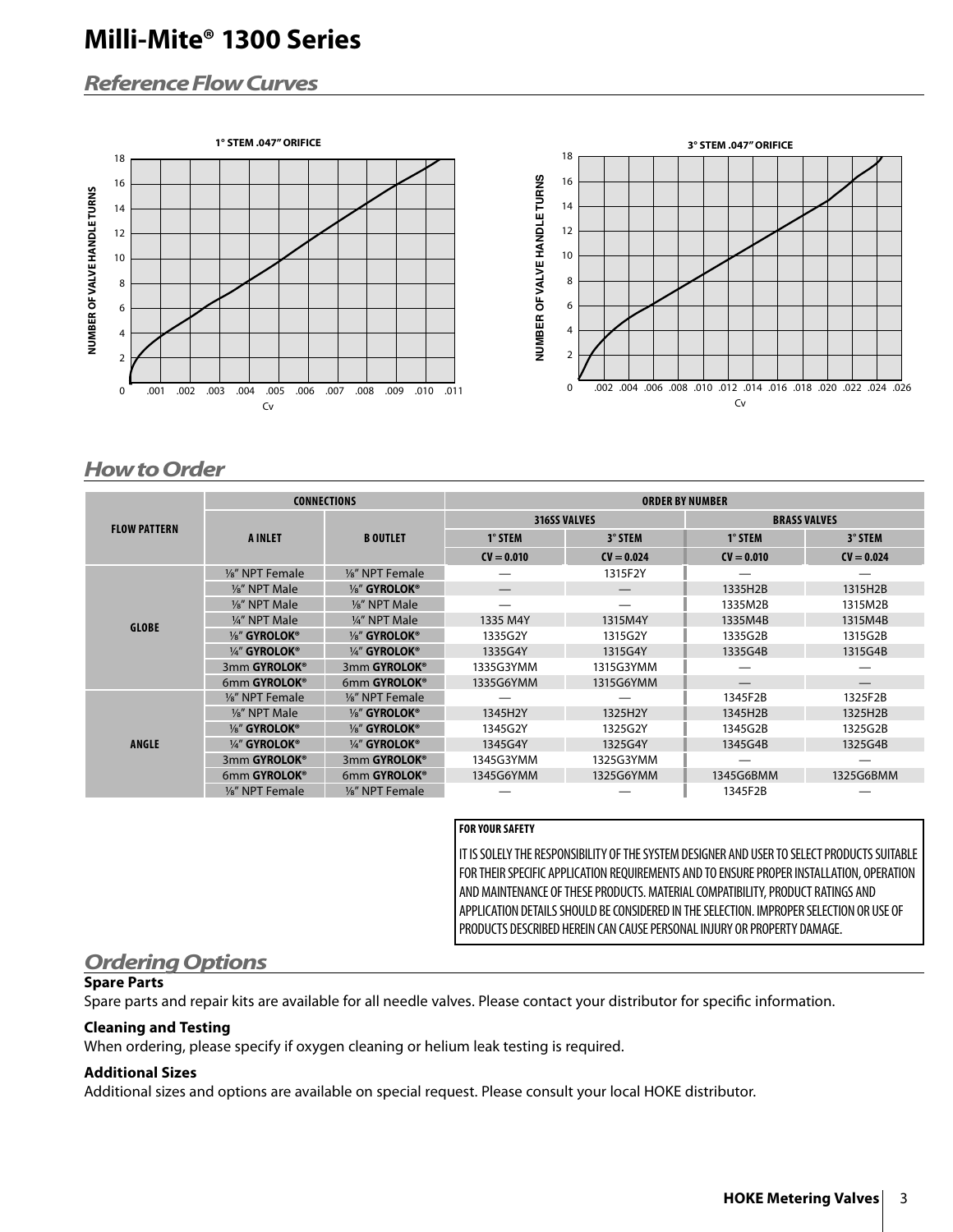# Milli-Mite® 1300 Series

## Reference Flow Curves

1° STEM .047" ORIFICE

3° STEM .047" ORIFICE

## How to Order

| FLOW PATTERN | CONNECTIONS | | ORDER BY NUMBER | | | |
|---|---|---|---|---|---|---|
| | A INLET | B OUTLET | 316SS VALVES | | BRASS VALVES | |
| | | | 1° STEM | 3° STEM | 1° STEM | 3° STEM |
| | | | CV = 0.010 | CV = 0.024 | CV = 0.010 | CV = 0.024 |
| GLOBE | ⅛" NPT Female | ⅛" NPT Female | — | 1315F2Y | — | — |
| | ⅛" NPT Male | ⅛" **GYROLOK®** | — | — | 1335H2B | 1315H2B |
| | ⅛" NPT Male | ⅛" NPT Male | — | — | 1335M2B | 1315M2B |
| | ¼" NPT Male | ¼" NPT Male | 1335 M4Y | 1315M4Y | 1335M4B | 1315M4B |
| | ⅛" **GYROLOK®** | ⅛" **GYROLOK®** | 1335G2Y | 1315G2Y | 1335G2B | 1315G2B |
| | ¼" **GYROLOK®** | ¼" **GYROLOK®** | 1335G4Y | 1315G4Y | 1335G4B | 1315G4B |
| | 3mm **GYROLOK®** | 3mm **GYROLOK®** | 1335G3YMM | 1315G3YMM | — | — |
| | 6mm **GYROLOK®** | 6mm **GYROLOK®** | 1335G6YMM | 1315G6YMM | — | — |
| ANGLE | ⅛" NPT Female | ⅛" NPT Female | — | — | 1345F2B | 1325F2B |
| | ⅛" NPT Male | ⅛" **GYROLOK®** | 1345H2Y | 1325H2Y | 1345H2B | 1325H2B |
| | ⅛" **GYROLOK®** | ⅛" **GYROLOK®** | 1345G2Y | 1325G2Y | 1345G2B | 1325G2B |
| | ¼" **GYROLOK®** | ¼" **GYROLOK®** | 1345G4Y | 1325G4Y | 1345G4B | 1325G4B |
| | 3mm **GYROLOK®** | 3mm **GYROLOK®** | 1345G3YMM | 1325G3YMM | — | — |
| | 6mm **GYROLOK®** | 6mm **GYROLOK®** | 1345G6YMM | 1325G6YMM | 1345G6BMM | 1325G6BMM |
| | ⅛" NPT Female | ⅛" NPT Female | — | — | 1345F2B | — |

**FOR YOUR SAFETY**

IT IS SOLELY THE RESPONSIBILITY OF THE SYSTEM DESIGNER AND USER TO SELECT PRODUCTS SUITABLE FOR THEIR SPECIFIC APPLICATION REQUIREMENTS AND TO ENSURE PROPER INSTALLATION, OPERATION AND MAINTENANCE OF THESE PRODUCTS. MATERIAL COMPATIBILITY, PRODUCT RATINGS AND APPLICATION DETAILS SHOULD BE CONSIDERED IN THE SELECTION. IMPROPER SELECTION OR USE OF PRODUCTS DESCRIBED HEREIN CAN CAUSE PERSONAL INJURY OR PROPERTY DAMAGE.

## Ordering Options

**Spare Parts**

Spare parts and repair kits are available for all needle valves. Please contact your distributor for specific information.

**Cleaning and Testing**

When ordering, please specify if oxygen cleaning or helium leak testing is required.

**Additional Sizes**

Additional sizes and options are available on special request. Please consult your local HOKE distributor.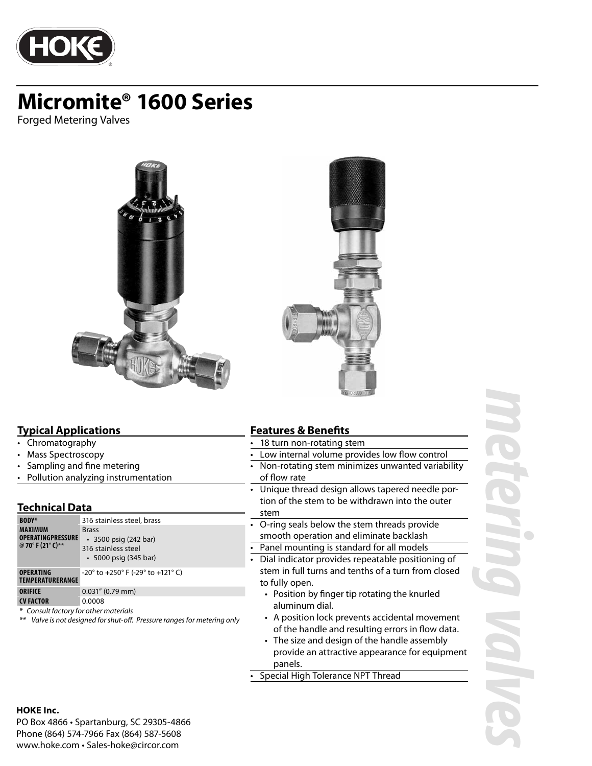# Micromite® 1600 Series

Forged Metering Valves

## Typical Applications

- Chromatography
- Mass Spectroscopy
- Sampling and fine metering
- Pollution analyzing instrumentation

## Technical Data

| | |
|---|---|
| BODY* | 316 stainless steel, brass |
| MAXIMUM OPERATINGPRESSURE @ 70° F (21° C)** | Brass<br>• 3500 psig (242 bar)<br>316 stainless steel<br>• 5000 psig (345 bar) |
| OPERATING TEMPERATURERANGE | -20° to +250° F (-29° to +121° C) |
| ORIFICE | 0.031" (0.79 mm) |
| CV FACTOR | 0.0008 |

*\* Consult factory for other materials*

*\*\* Valve is not designed for shut-off. Pressure ranges for metering only*

## Features & Benefits

- 18 turn non-rotating stem
- Low internal volume provides low flow control
- Non-rotating stem minimizes unwanted variability of flow rate
- Unique thread design allows tapered needle portion of the stem to be withdrawn into the outer stem
- O-ring seals below the stem threads provide smooth operation and eliminate backlash
- Panel mounting is standard for all models
- Dial indicator provides repeatable positioning of stem in full turns and tenths of a turn from closed to fully open.
  - Position by finger tip rotating the knurled aluminum dial.
  - A position lock prevents accidental movement of the handle and resulting errors in flow data.
  - The size and design of the handle assembly provide an attractive appearance for equipment panels.
- Special High Tolerance NPT Thread

**HOKE Inc.**
PO Box 4866 • Spartanburg, SC 29305-4866
Phone (864) 574-7966 Fax (864) 587-5608
www.hoke.com • Sales-hoke@circor.com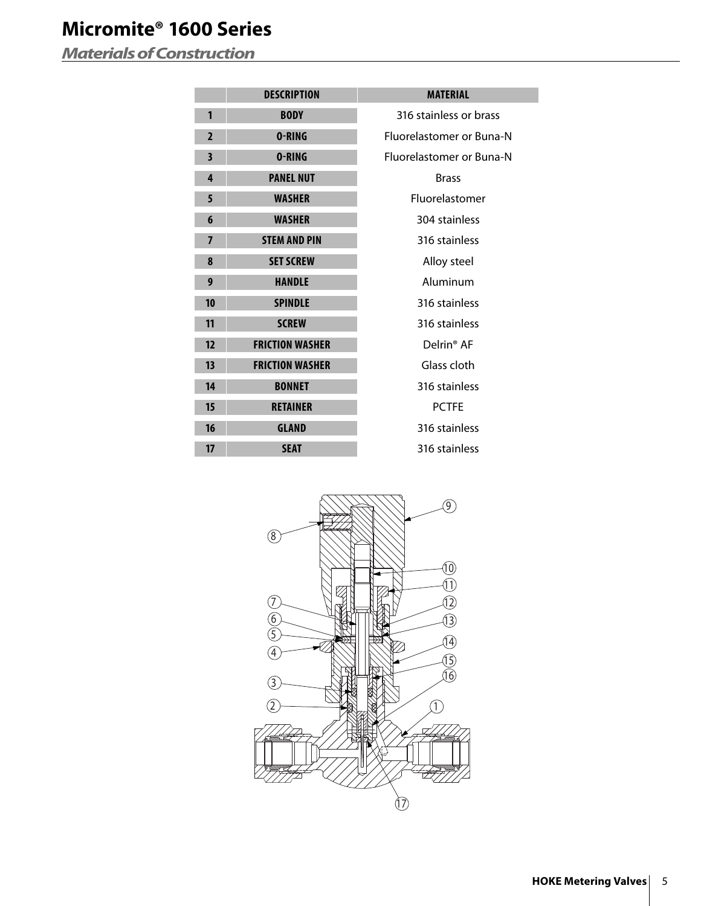# Micromite® 1600 Series

## *Materials of Construction*

| | DESCRIPTION | MATERIAL |
|---|---|---|
| 1 | BODY | 316 stainless or brass |
| 2 | O-RING | Fluorelastomer or Buna-N |
| 3 | O-RING | Fluorelastomer or Buna-N |
| 4 | PANEL NUT | Brass |
| 5 | WASHER | Fluorelastomer |
| 6 | WASHER | 304 stainless |
| 7 | STEM AND PIN | 316 stainless |
| 8 | SET SCREW | Alloy steel |
| 9 | HANDLE | Aluminum |
| 10 | SPINDLE | 316 stainless |
| 11 | SCREW | 316 stainless |
| 12 | FRICTION WASHER | Delrin® AF |
| 13 | FRICTION WASHER | Glass cloth |
| 14 | BONNET | 316 stainless |
| 15 | RETAINER | PCTFE |
| 16 | GLAND | 316 stainless |
| 17 | SEAT | 316 stainless |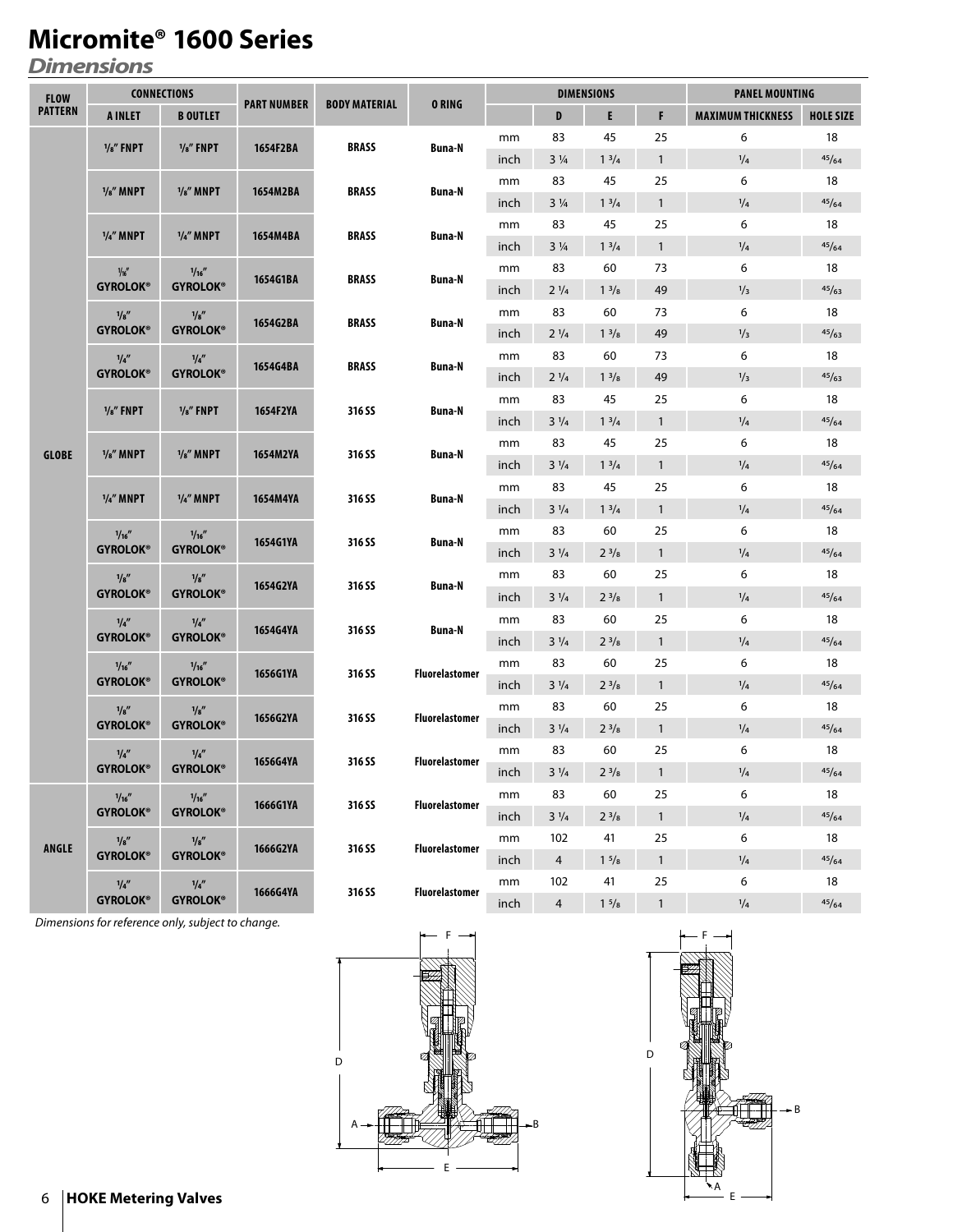# Micromite® 1600 Series

## Dimensions

| FLOW PATTERN | CONNECTIONS | | PART NUMBER | BODY MATERIAL | O RING | DIMENSIONS | | | | PANEL MOUNTING | |
|---|---|---|---|---|---|---|---|---|---|---|---|
| | A INLET | B OUTLET | | | | | D | E | F | MAXIMUM THICKNESS | HOLE SIZE |
| GLOBE | 1/8" FNPT | 1/8" FNPT | 1654F2BA | BRASS | Buna-N | mm | 83 | 45 | 25 | 6 | 18 |
| | | | | | | inch | 3 1/4 | 1 3/4 | 1 | 1/4 | 45/64 |
| | 1/8" MNPT | 1/8" MNPT | 1654M2BA | BRASS | Buna-N | mm | 83 | 45 | 25 | 6 | 18 |
| | | | | | | inch | 3 1/4 | 1 3/4 | 1 | 1/4 | 45/64 |
| | 1/4" MNPT | 1/4" MNPT | 1654M4BA | BRASS | Buna-N | mm | 83 | 45 | 25 | 6 | 18 |
| | | | | | | inch | 3 1/4 | 1 3/4 | 1 | 1/4 | 45/64 |
| | 1/8" GYROLOK® | 1/16" GYROLOK® | 1654G1BA | BRASS | Buna-N | mm | 83 | 60 | 73 | 6 | 18 |
| | | | | | | inch | 2 1/4 | 1 3/8 | 49 | 1/3 | 45/63 |
| | 1/8" GYROLOK® | 1/8" GYROLOK® | 1654G2BA | BRASS | Buna-N | mm | 83 | 60 | 73 | 6 | 18 |
| | | | | | | inch | 2 1/4 | 1 3/8 | 49 | 1/3 | 45/63 |
| | 1/4" GYROLOK® | 1/4" GYROLOK® | 1654G4BA | BRASS | Buna-N | mm | 83 | 60 | 73 | 6 | 18 |
| | | | | | | inch | 2 1/4 | 1 3/8 | 49 | 1/3 | 45/63 |
| | 1/8" FNPT | 1/8" FNPT | 1654F2YA | 316 SS | Buna-N | mm | 83 | 45 | 25 | 6 | 18 |
| | | | | | | inch | 3 1/4 | 1 3/4 | 1 | 1/4 | 45/64 |
| | 1/8" MNPT | 1/8" MNPT | 1654M2YA | 316 SS | Buna-N | mm | 83 | 45 | 25 | 6 | 18 |
| | | | | | | inch | 3 1/4 | 1 3/4 | 1 | 1/4 | 45/64 |
| | 1/4" MNPT | 1/4" MNPT | 1654M4YA | 316 SS | Buna-N | mm | 83 | 45 | 25 | 6 | 18 |
| | | | | | | inch | 3 1/4 | 1 3/4 | 1 | 1/4 | 45/64 |
| | 1/16" GYROLOK® | 1/16" GYROLOK® | 1654G1YA | 316 SS | Buna-N | mm | 83 | 60 | 25 | 6 | 18 |
| | | | | | | inch | 3 1/4 | 2 3/8 | 1 | 1/4 | 45/64 |
| | 1/8" GYROLOK® | 1/8" GYROLOK® | 1654G2YA | 316 SS | Buna-N | mm | 83 | 60 | 25 | 6 | 18 |
| | | | | | | inch | 3 1/4 | 2 3/8 | 1 | 1/4 | 45/64 |
| | 1/4" GYROLOK® | 1/4" GYROLOK® | 1654G4YA | 316 SS | Buna-N | mm | 83 | 60 | 25 | 6 | 18 |
| | | | | | | inch | 3 1/4 | 2 3/8 | 1 | 1/4 | 45/64 |
| | 1/16" GYROLOK® | 1/16" GYROLOK® | 1656G1YA | 316 SS | Fluorelastomer | mm | 83 | 60 | 25 | 6 | 18 |
| | | | | | | inch | 3 1/4 | 2 3/8 | 1 | 1/4 | 45/64 |
| | 1/8" GYROLOK® | 1/8" GYROLOK® | 1656G2YA | 316 SS | Fluorelastomer | mm | 83 | 60 | 25 | 6 | 18 |
| | | | | | | inch | 3 1/4 | 2 3/8 | 1 | 1/4 | 45/64 |
| | 1/4" GYROLOK® | 1/4" GYROLOK® | 1656G4YA | 316 SS | Fluorelastomer | mm | 83 | 60 | 25 | 6 | 18 |
| | | | | | | inch | 3 1/4 | 2 3/8 | 1 | 1/4 | 45/64 |
| ANGLE | 1/16" GYROLOK® | 1/16" GYROLOK® | 1666G1YA | 316 SS | Fluorelastomer | mm | 83 | 60 | 25 | 6 | 18 |
| | | | | | | inch | 3 1/4 | 2 3/8 | 1 | 1/4 | 45/64 |
| | 1/8" GYROLOK® | 1/8" GYROLOK® | 1666G2YA | 316 SS | Fluorelastomer | mm | 102 | 41 | 25 | 6 | 18 |
| | | | | | | inch | 4 | 1 5/8 | 1 | 1/4 | 45/64 |
| | 1/4" GYROLOK® | 1/4" GYROLOK® | 1666G4YA | 316 SS | Fluorelastomer | mm | 102 | 41 | 25 | 6 | 18 |
| | | | | | | inch | 4 | 1 5/8 | 1 | 1/4 | 45/64 |

*Dimensions for reference only, subject to change.*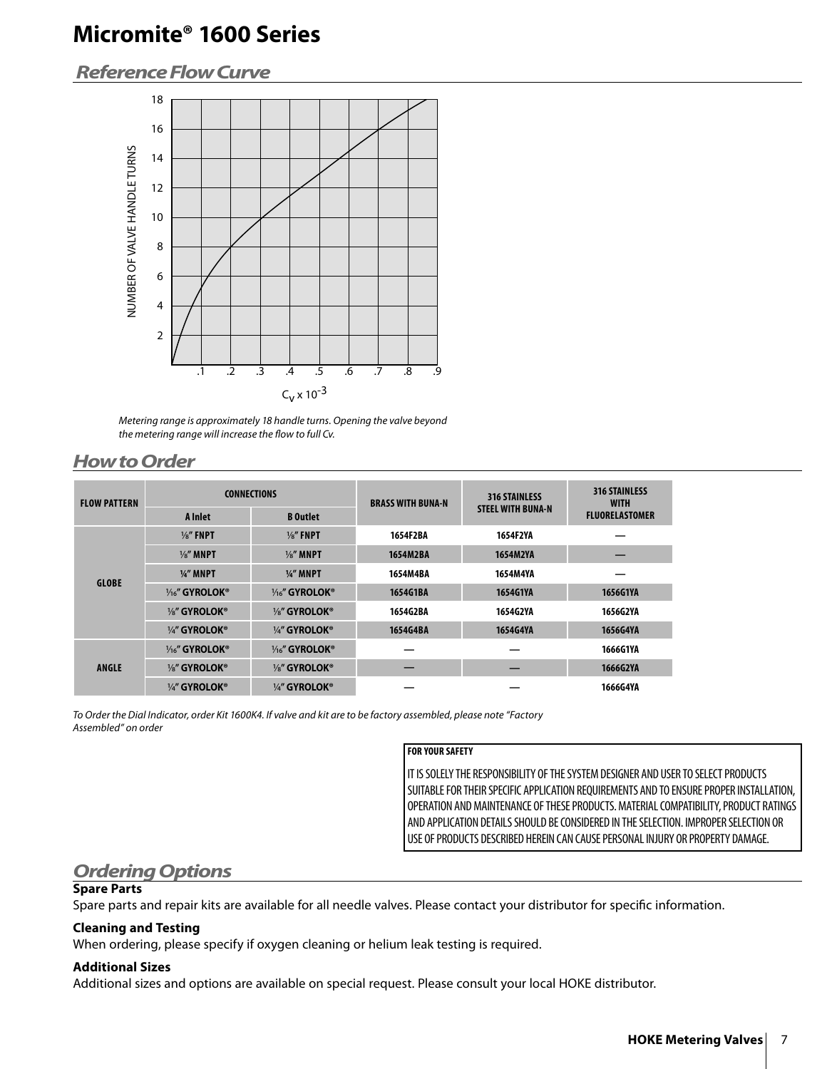# Micromite® 1600 Series

## Reference Flow Curve

*Metering range is approximately 18 handle turns. Opening the valve beyond the metering range will increase the flow to full Cv.*

## How to Order

| FLOW PATTERN | CONNECTIONS | | BRASS WITH BUNA-N | 316 STAINLESS STEEL WITH BUNA-N | 316 STAINLESS WITH FLUORELASTOMER |
|---|---|---|---|---|---|
| | A Inlet | B Outlet | | | |
| GLOBE | ⅛″ FNPT | ⅛″ FNPT | 1654F2BA | 1654F2YA | — |
| | ⅛″ MNPT | ⅛″ MNPT | 1654M2BA | 1654M2YA | — |
| | ¼″ MNPT | ¼″ MNPT | 1654M4BA | 1654M4YA | — |
| | 1⁄16″ GYROLOK® | 1⁄16″ GYROLOK® | 1654G1BA | 1654G1YA | 1656G1YA |
| | ⅛″ GYROLOK® | ⅛″ GYROLOK® | 1654G2BA | 1654G2YA | 1656G2YA |
| | ¼″ GYROLOK® | ¼″ GYROLOK® | 1654G4BA | 1654G4YA | 1656G4YA |
| ANGLE | 1⁄16″ GYROLOK® | 1⁄16″ GYROLOK® | — | — | 1666G1YA |
| | ⅛″ GYROLOK® | ⅛″ GYROLOK® | — | — | 1666G2YA |
| | ¼″ GYROLOK® | ¼″ GYROLOK® | — | — | 1666G4YA |

*To Order the Dial Indicator, order Kit 1600K4. If valve and kit are to be factory assembled, please note "Factory Assembled" on order*

**FOR YOUR SAFETY**

IT IS SOLELY THE RESPONSIBILITY OF THE SYSTEM DESIGNER AND USER TO SELECT PRODUCTS SUITABLE FOR THEIR SPECIFIC APPLICATION REQUIREMENTS AND TO ENSURE PROPER INSTALLATION, OPERATION AND MAINTENANCE OF THESE PRODUCTS. MATERIAL COMPATIBILITY, PRODUCT RATINGS AND APPLICATION DETAILS SHOULD BE CONSIDERED IN THE SELECTION. IMPROPER SELECTION OR USE OF PRODUCTS DESCRIBED HEREIN CAN CAUSE PERSONAL INJURY OR PROPERTY DAMAGE.

## Ordering Options

**Spare Parts**

Spare parts and repair kits are available for all needle valves. Please contact your distributor for specific information.

**Cleaning and Testing**

When ordering, please specify if oxygen cleaning or helium leak testing is required.

**Additional Sizes**

Additional sizes and options are available on special request. Please consult your local HOKE distributor.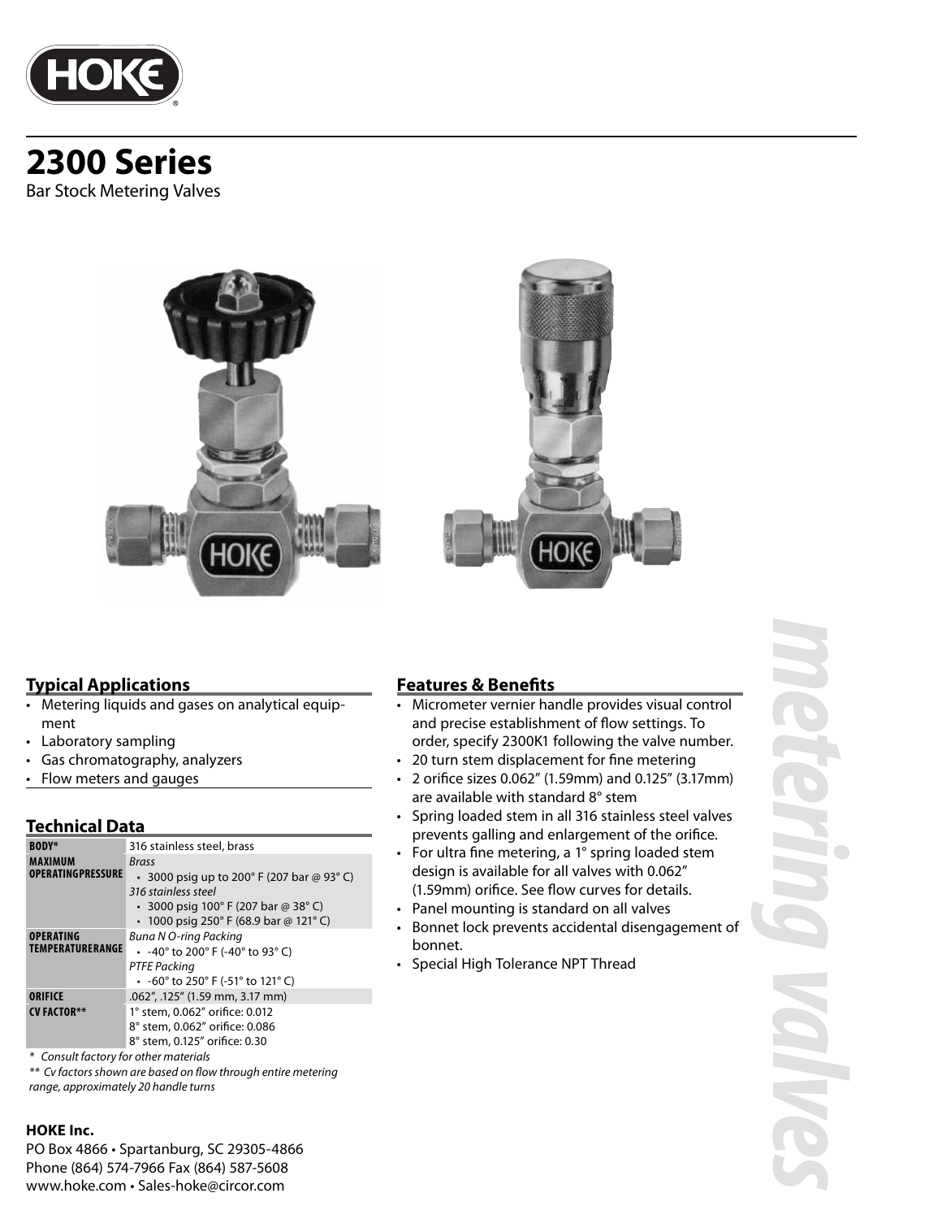# 2300 Series

Bar Stock Metering Valves

## Typical Applications

- Metering liquids and gases on analytical equipment
- Laboratory sampling
- Gas chromatography, analyzers
- Flow meters and gauges

## Technical Data

| | |
|---|---|
| **BODY*** | 316 stainless steel, brass |
| **MAXIMUM OPERATINGPRESSURE** | *Brass*<br>• 3000 psig up to 200° F (207 bar @ 93° C)<br>*316 stainless steel*<br>• 3000 psig 100° F (207 bar @ 38° C)<br>• 1000 psig 250° F (68.9 bar @ 121° C) |
| **OPERATING TEMPERATURERANGE** | *Buna N O-ring Packing*<br>• -40° to 200° F (-40° to 93° C)<br>*PTFE Packing*<br>• -60° to 250° F (-51° to 121° C) |
| **ORIFICE** | .062", .125" (1.59 mm, 3.17 mm) |
| **CV FACTOR**** | 1° stem, 0.062" orifice: 0.012<br>8° stem, 0.062" orifice: 0.086<br>8° stem, 0.125" orifice: 0.30 |

*\* Consult factory for other materials*

*\*\* Cv factors shown are based on flow through entire metering range, approximately 20 handle turns*

## Features & Benefits

- Micrometer vernier handle provides visual control and precise establishment of flow settings. To order, specify 2300K1 following the valve number.
- 20 turn stem displacement for fine metering
- 2 orifice sizes 0.062" (1.59mm) and 0.125" (3.17mm) are available with standard 8° stem
- Spring loaded stem in all 316 stainless steel valves prevents galling and enlargement of the orifice.
- For ultra fine metering, a 1° spring loaded stem design is available for all valves with 0.062" (1.59mm) orifice. See flow curves for details.
- Panel mounting is standard on all valves
- Bonnet lock prevents accidental disengagement of bonnet.
- Special High Tolerance NPT Thread

metering valves

**HOKE Inc.**

PO Box 4866 • Spartanburg, SC 29305-4866
Phone (864) 574-7966 Fax (864) 587-5608
www.hoke.com • Sales-hoke@circor.com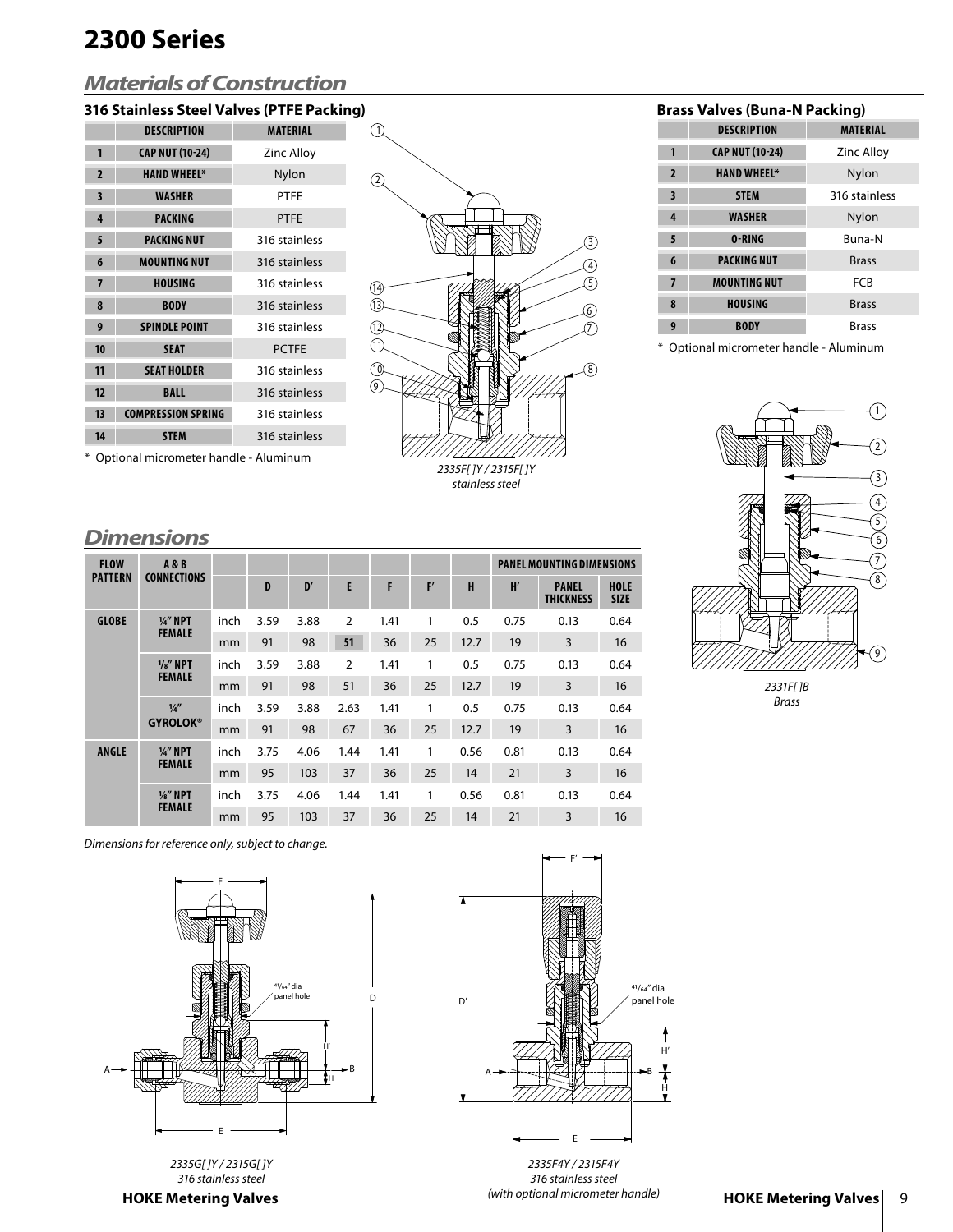// 2300 Series

## Materials of Construction

### 316 Stainless Steel Valves (PTFE Packing)

| | DESCRIPTION | MATERIAL |
|---|---|---|
| 1 | CAP NUT (10-24) | Zinc Alloy |
| 2 | HAND WHEEL* | Nylon |
| 3 | WASHER | PTFE |
| 4 | PACKING | PTFE |
| 5 | PACKING NUT | 316 stainless |
| 6 | MOUNTING NUT | 316 stainless |
| 7 | HOUSING | 316 stainless |
| 8 | BODY | 316 stainless |
| 9 | SPINDLE POINT | 316 stainless |
| 10 | SEAT | PCTFE |
| 11 | SEAT HOLDER | 316 stainless |
| 12 | BALL | 316 stainless |
| 13 | COMPRESSION SPRING | 316 stainless |
| 14 | STEM | 316 stainless |

\* Optional micrometer handle - Aluminum

*2335F[ ]Y / 2315F[ ]Y stainless steel*

### Brass Valves (Buna-N Packing)

| | DESCRIPTION | MATERIAL |
|---|---|---|
| 1 | CAP NUT (10-24) | Zinc Alloy |
| 2 | HAND WHEEL* | Nylon |
| 3 | STEM | 316 stainless |
| 4 | WASHER | Nylon |
| 5 | O-RING | Buna-N |
| 6 | PACKING NUT | Brass |
| 7 | MOUNTING NUT | FCB |
| 8 | HOUSING | Brass |
| 9 | BODY | Brass |

\* Optional micrometer handle - Aluminum

*2331F[ ]B Brass*

## Dimensions

| FLOW PATTERN | A & B CONNECTIONS | | D | D′ | E | F | F′ | H | H′ | PANEL MOUNTING DIMENSIONS: PANEL THICKNESS | PANEL MOUNTING DIMENSIONS: HOLE SIZE |
|---|---|---|---|---|---|---|---|---|---|---|---|
| GLOBE | ¼″ NPT FEMALE | inch | 3.59 | 3.88 | 2 | 1.41 | 1 | 0.5 | 0.75 | 0.13 | 0.64 |
| | | mm | 91 | 98 | 51 | 36 | 25 | 12.7 | 19 | 3 | 16 |
| | ⅛″ NPT FEMALE | inch | 3.59 | 3.88 | 2 | 1.41 | 1 | 0.5 | 0.75 | 0.13 | 0.64 |
| | | mm | 91 | 98 | 51 | 36 | 25 | 12.7 | 19 | 3 | 16 |
| | ¼″ GYROLOK® | inch | 3.59 | 3.88 | 2.63 | 1.41 | 1 | 0.5 | 0.75 | 0.13 | 0.64 |
| | | mm | 91 | 98 | 67 | 36 | 25 | 12.7 | 19 | 3 | 16 |
| ANGLE | ¼″ NPT FEMALE | inch | 3.75 | 4.06 | 1.44 | 1.41 | 1 | 0.56 | 0.81 | 0.13 | 0.64 |
| | | mm | 95 | 103 | 37 | 36 | 25 | 14 | 21 | 3 | 16 |
| | ⅛″ NPT FEMALE | inch | 3.75 | 4.06 | 1.44 | 1.41 | 1 | 0.56 | 0.81 | 0.13 | 0.64 |
| | | mm | 95 | 103 | 37 | 36 | 25 | 14 | 21 | 3 | 16 |

*Dimensions for reference only, subject to change.*

41/64″ dia panel hole

*2335G[ ]Y / 2315G[ ]Y 316 stainless steel*

41/64″ dia panel hole

*2335F4Y / 2315F4Y 316 stainless steel (with optional micrometer handle)*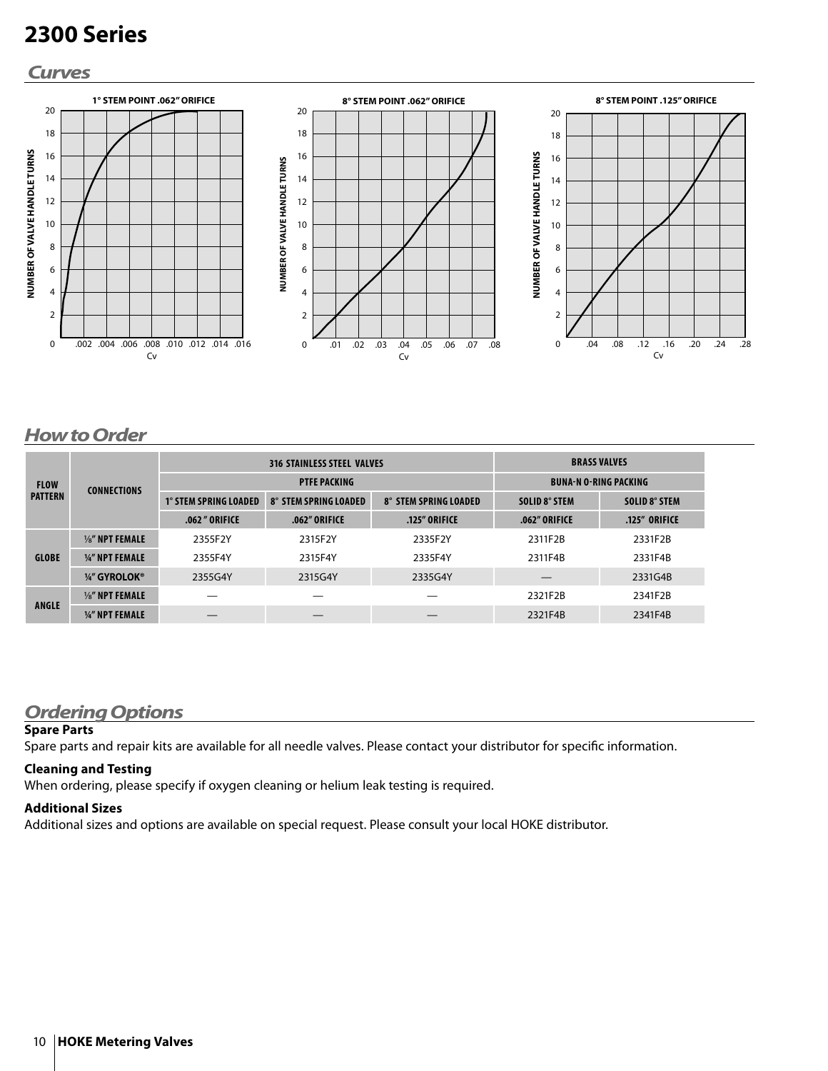# 2300 Series

## Curves

1° STEM POINT .062" ORIFICE

8° STEM POINT .062" ORIFICE

8° STEM POINT .125" ORIFICE

## How to Order

| FLOW PATTERN | CONNECTIONS | 316 STAINLESS STEEL VALVES | | | BRASS VALVES | |
|---|---|---|---|---|---|---|
| | | PTFE PACKING | | | BUNA-N O-RING PACKING | |
| | | 1° STEM SPRING LOADED | 8° STEM SPRING LOADED | 8° STEM SPRING LOADED | SOLID 8° STEM | SOLID 8° STEM |
| | | .062" ORIFICE | .062" ORIFICE | .125" ORIFICE | .062" ORIFICE | .125" ORIFICE |
| GLOBE | ⅛" NPT FEMALE | 2355F2Y | 2315F2Y | 2335F2Y | 2311F2B | 2331F2B |
| | ¼" NPT FEMALE | 2355F4Y | 2315F4Y | 2335F4Y | 2311F4B | 2331F4B |
| | ¼" GYROLOK® | 2355G4Y | 2315G4Y | 2335G4Y | — | 2331G4B |
| ANGLE | ⅛" NPT FEMALE | — | — | — | 2321F2B | 2341F2B |
| | ¼" NPT FEMALE | — | — | — | 2321F4B | 2341F4B |

## Ordering Options

**Spare Parts**

Spare parts and repair kits are available for all needle valves. Please contact your distributor for specific information.

**Cleaning and Testing**

When ordering, please specify if oxygen cleaning or helium leak testing is required.

**Additional Sizes**

Additional sizes and options are available on special request. Please consult your local HOKE distributor.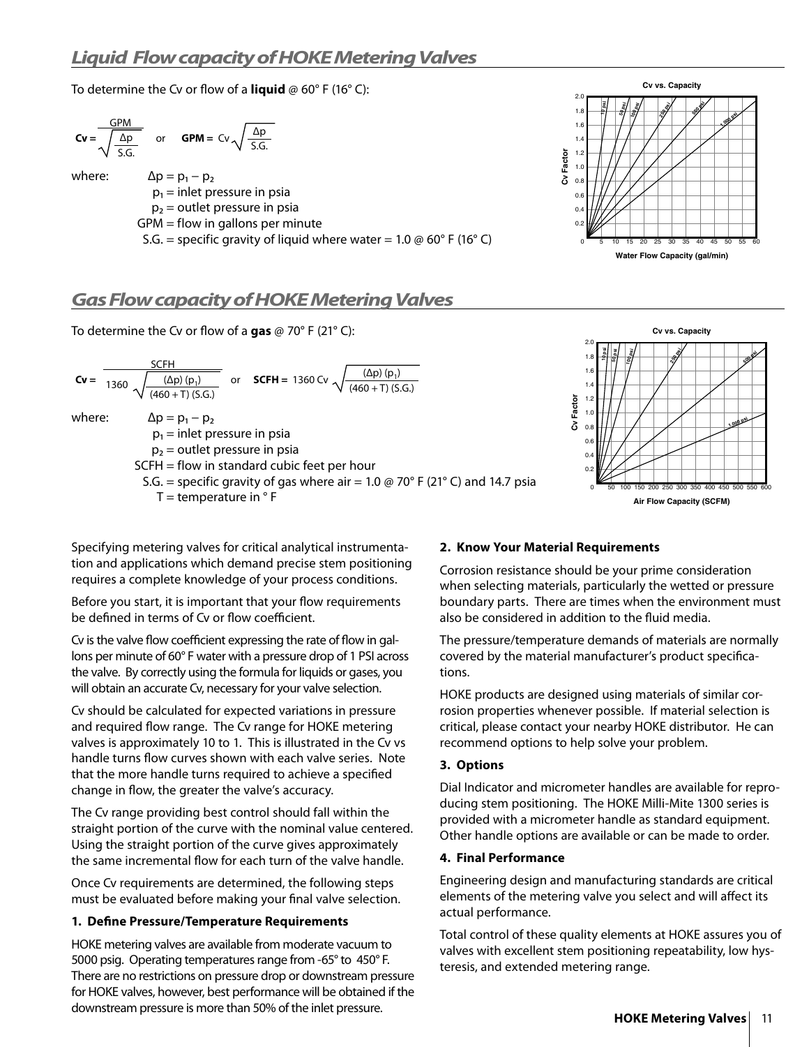## *Liquid Flow capacity of HOKE Metering Valves*

To determine the Cv or flow of a **liquid** @ 60° F (16° C):

$$\mathbf{Cv} = \frac{\text{GPM}}{\sqrt{\frac{\Delta p}{\text{S.G.}}}} \quad \text{or} \quad \mathbf{GPM} = \text{Cv}\sqrt{\frac{\Delta p}{\text{S.G.}}}$$

where:
- $\Delta p = p_1 - p_2$
- $p_1$ = inlet pressure in psia
- $p_2$ = outlet pressure in psia
- GPM = flow in gallons per minute
- S.G. = specific gravity of liquid where water = 1.0 @ 60° F (16° C)

Cv vs. Capacity

Cv Factor

Water Flow Capacity (gal/min)

## *Gas Flow capacity of HOKE Metering Valves*

To determine the Cv or flow of a **gas** @ 70° F (21° C):

$$\mathbf{Cv} = \frac{\text{SCFH}}{1360\sqrt{\frac{(\Delta p)(p_1)}{(460 + T)(\text{S.G.})}}} \quad \text{or} \quad \mathbf{SCFH} = 1360\,\text{Cv}\sqrt{\frac{(\Delta p)(p_1)}{(460 + T)(\text{S.G.})}}$$

where:
- $\Delta p = p_1 - p_2$
- $p_1$ = inlet pressure in psia
- $p_2$ = outlet pressure in psia
- SCFH = flow in standard cubic feet per hour
- S.G. = specific gravity of gas where air = 1.0 @ 70° F (21° C) and 14.7 psia
- T = temperature in ° F

Cv vs. Capacity

Cv Factor

Air Flow Capacity (SCFM)

Specifying metering valves for critical analytical instrumentation and applications which demand precise stem positioning requires a complete knowledge of your process conditions.

Before you start, it is important that your flow requirements be defined in terms of Cv or flow coefficient.

Cv is the valve flow coefficient expressing the rate of flow in gallons per minute of 60° F water with a pressure drop of 1 PSI across the valve. By correctly using the formula for liquids or gases, you will obtain an accurate Cv, necessary for your valve selection.

Cv should be calculated for expected variations in pressure and required flow range. The Cv range for HOKE metering valves is approximately 10 to 1. This is illustrated in the Cv vs handle turns flow curves shown with each valve series. Note that the more handle turns required to achieve a specified change in flow, the greater the valve's accuracy.

The Cv range providing best control should fall within the straight portion of the curve with the nominal value centered. Using the straight portion of the curve gives approximately the same incremental flow for each turn of the valve handle.

Once Cv requirements are determined, the following steps must be evaluated before making your final valve selection.

**1. Define Pressure/Temperature Requirements**

HOKE metering valves are available from moderate vacuum to 5000 psig. Operating temperatures range from -65° to 450° F. There are no restrictions on pressure drop or downstream pressure for HOKE valves, however, best performance will be obtained if the downstream pressure is more than 50% of the inlet pressure.

**2. Know Your Material Requirements**

Corrosion resistance should be your prime consideration when selecting materials, particularly the wetted or pressure boundary parts. There are times when the environment must also be considered in addition to the fluid media.

The pressure/temperature demands of materials are normally covered by the material manufacturer's product specifications.

HOKE products are designed using materials of similar corrosion properties whenever possible. If material selection is critical, please contact your nearby HOKE distributor. He can recommend options to help solve your problem.

**3. Options**

Dial Indicator and micrometer handles are available for reproducing stem positioning. The HOKE Milli-Mite 1300 series is provided with a micrometer handle as standard equipment. Other handle options are available or can be made to order.

**4. Final Performance**

Engineering design and manufacturing standards are critical elements of the metering valve you select and will affect its actual performance.

Total control of these quality elements at HOKE assures you of valves with excellent stem positioning repeatability, low hysteresis, and extended metering range.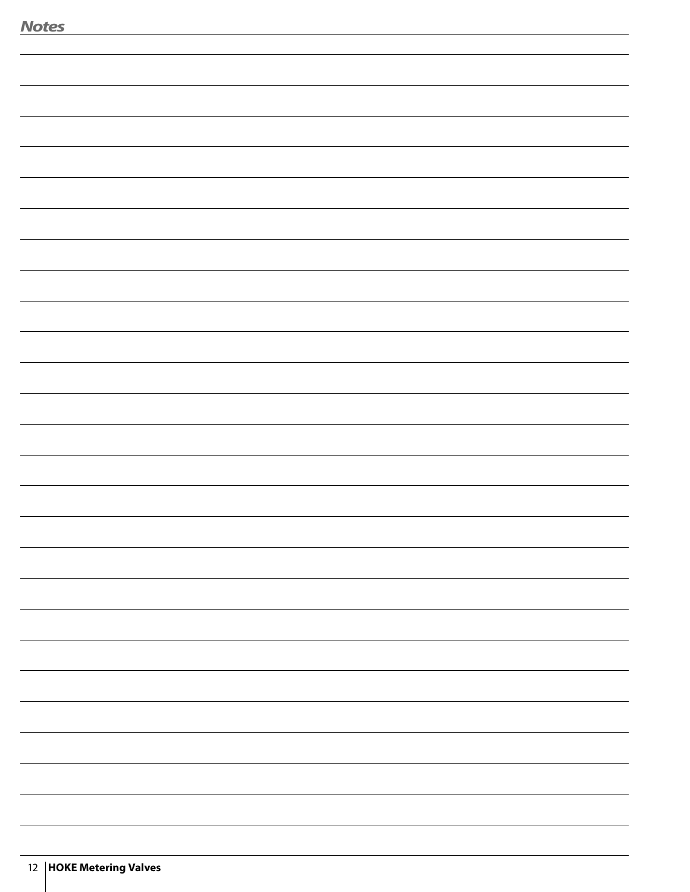## Notes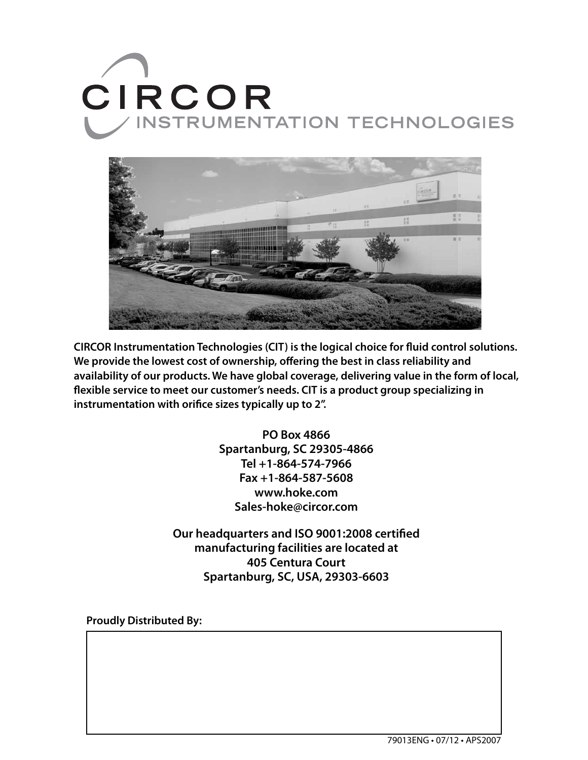# CIRCOR
## INSTRUMENTATION TECHNOLOGIES

**CIRCOR Instrumentation Technologies (CIT) is the logical choice for fluid control solutions. We provide the lowest cost of ownership, offering the best in class reliability and availability of our products. We have global coverage, delivering value in the form of local, flexible service to meet our customer's needs. CIT is a product group specializing in instrumentation with orifice sizes typically up to 2".**

**PO Box 4866**
**Spartanburg, SC 29305-4866**
**Tel +1-864-574-7966**
**Fax +1-864-587-5608**
**www.hoke.com**
**Sales-hoke@circor.com**

**Our headquarters and ISO 9001:2008 certified manufacturing facilities are located at**
**405 Centura Court**
**Spartanburg, SC, USA, 29303-6603**

**Proudly Distributed By:**

79013ENG • 07/12 • APS2007